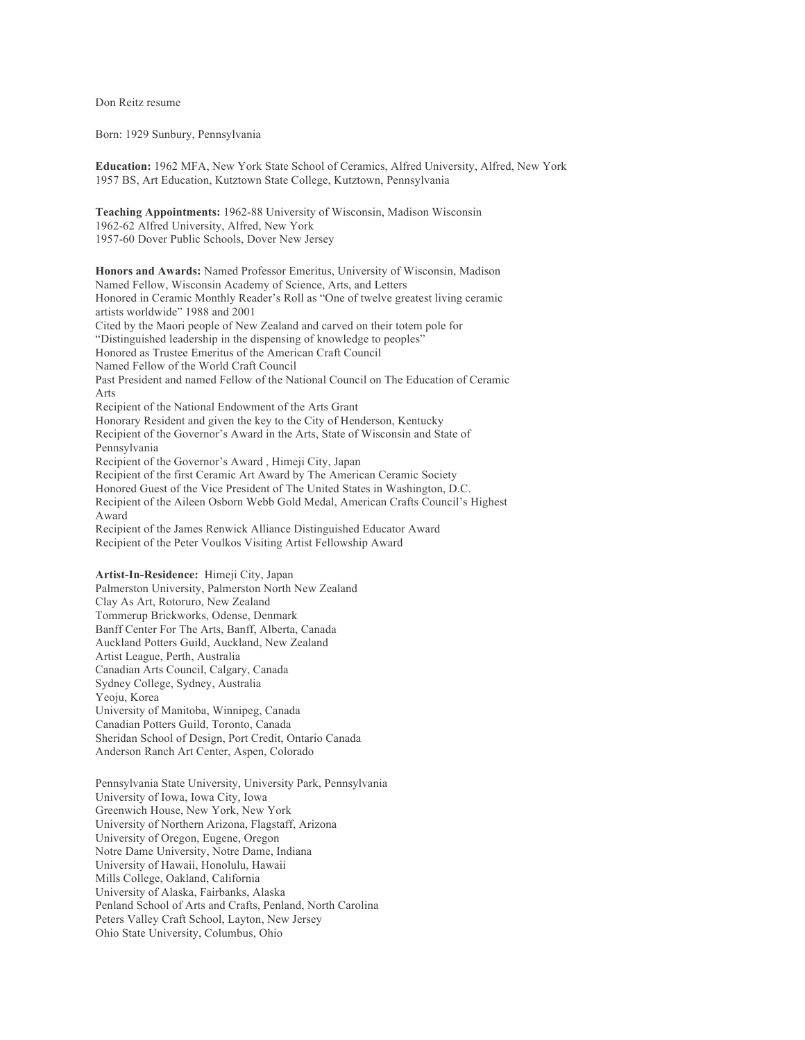Don Reitz resume

Born: 1929 Sunbury, Pennsylvania

**Education:** 1962 MFA, New York State School of Ceramics, Alfred University, Alfred, New York
1957 BS, Art Education, Kutztown State College, Kutztown, Pennsylvania

**Teaching Appointments:** 1962-88 University of Wisconsin, Madison Wisconsin
1962-62 Alfred University, Alfred, New York
1957-60 Dover Public Schools, Dover New Jersey

**Honors and Awards:** Named Professor Emeritus, University of Wisconsin, Madison
Named Fellow, Wisconsin Academy of Science, Arts, and Letters
Honored in Ceramic Monthly Reader's Roll as "One of twelve greatest living ceramic artists worldwide" 1988 and 2001
Cited by the Maori people of New Zealand and carved on their totem pole for "Distinguished leadership in the dispensing of knowledge to peoples"
Honored as Trustee Emeritus of the American Craft Council
Named Fellow of the World Craft Council
Past President and named Fellow of the National Council on The Education of Ceramic Arts
Recipient of the National Endowment of the Arts Grant
Honorary Resident and given the key to the City of Henderson, Kentucky
Recipient of the Governor's Award in the Arts, State of Wisconsin and State of Pennsylvania
Recipient of the Governor's Award , Himeji City, Japan
Recipient of the first Ceramic Art Award by The American Ceramic Society
Honored Guest of the Vice President of The United States in Washington, D.C.
Recipient of the Aileen Osborn Webb Gold Medal, American Crafts Council's Highest Award
Recipient of the James Renwick Alliance Distinguished Educator Award
Recipient of the Peter Voulkos Visiting Artist Fellowship Award

**Artist-In-Residence:** Himeji City, Japan
Palmerston University, Palmerston North New Zealand
Clay As Art, Rotoruro, New Zealand
Tommerup Brickworks, Odense, Denmark
Banff Center For The Arts, Banff, Alberta, Canada
Auckland Potters Guild, Auckland, New Zealand
Artist League, Perth, Australia
Canadian Arts Council, Calgary, Canada
Sydney College, Sydney, Australia
Yeoju, Korea
University of Manitoba, Winnipeg, Canada
Canadian Potters Guild, Toronto, Canada
Sheridan School of Design, Port Credit, Ontario Canada
Anderson Ranch Art Center, Aspen, Colorado

Pennsylvania State University, University Park, Pennsylvania
University of Iowa, Iowa City, Iowa
Greenwich House, New York, New York
University of Northern Arizona, Flagstaff, Arizona
University of Oregon, Eugene, Oregon
Notre Dame University, Notre Dame, Indiana
University of Hawaii, Honolulu, Hawaii
Mills College, Oakland, California
University of Alaska, Fairbanks, Alaska
Penland School of Arts and Crafts, Penland, North Carolina
Peters Valley Craft School, Layton, New Jersey
Ohio State University, Columbus, Ohio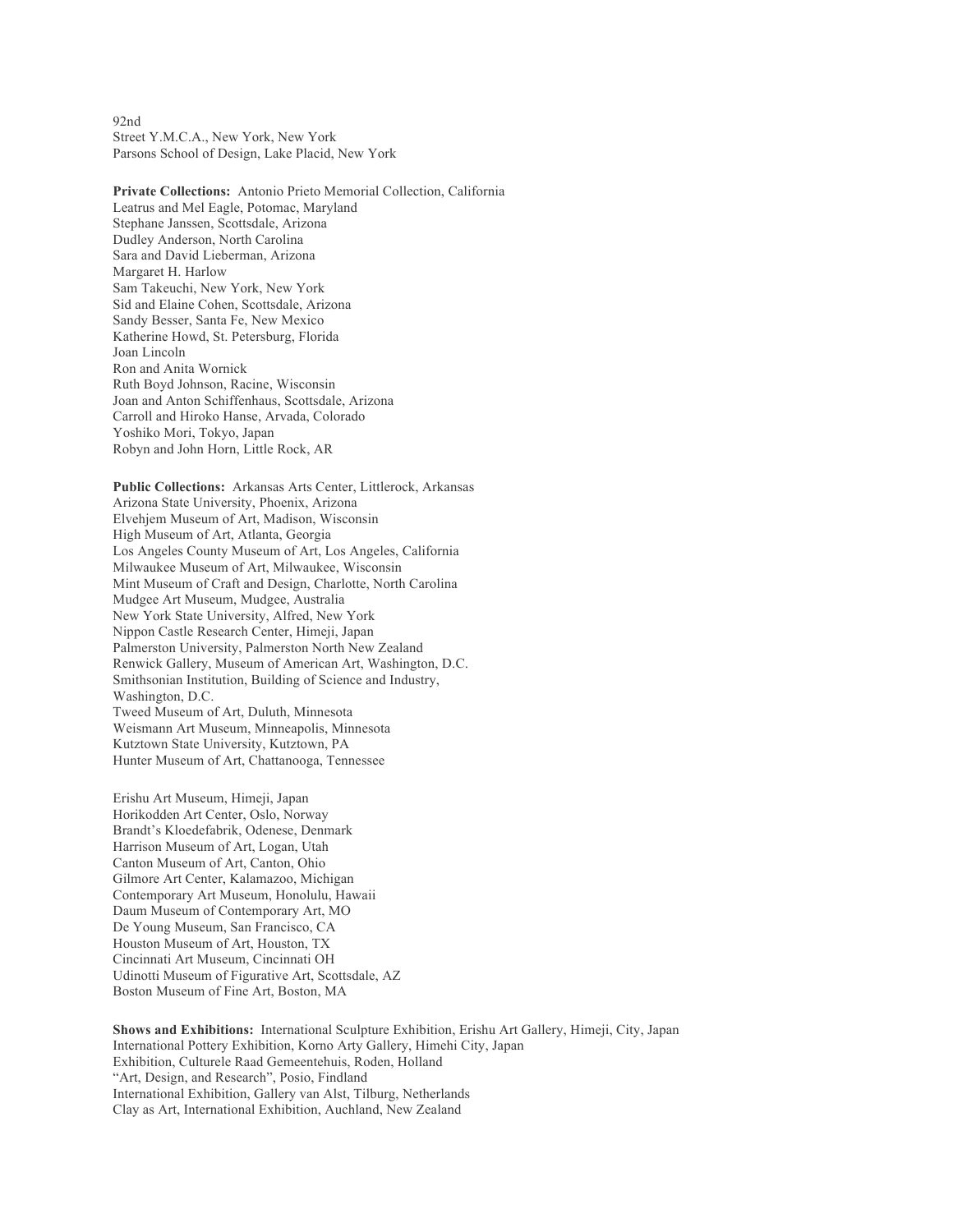92nd
Street Y.M.C.A., New York, New York
Parsons School of Design, Lake Placid, New York

**Private Collections:** Antonio Prieto Memorial Collection, California
Leatrus and Mel Eagle, Potomac, Maryland
Stephane Janssen, Scottsdale, Arizona
Dudley Anderson, North Carolina
Sara and David Lieberman, Arizona
Margaret H. Harlow
Sam Takeuchi, New York, New York
Sid and Elaine Cohen, Scottsdale, Arizona
Sandy Besser, Santa Fe, New Mexico
Katherine Howd, St. Petersburg, Florida
Joan Lincoln
Ron and Anita Wornick
Ruth Boyd Johnson, Racine, Wisconsin
Joan and Anton Schiffenhaus, Scottsdale, Arizona
Carroll and Hiroko Hanse, Arvada, Colorado
Yoshiko Mori, Tokyo, Japan
Robyn and John Horn, Little Rock, AR

**Public Collections:** Arkansas Arts Center, Littlerock, Arkansas
Arizona State University, Phoenix, Arizona
Elvehjem Museum of Art, Madison, Wisconsin
High Museum of Art, Atlanta, Georgia
Los Angeles County Museum of Art, Los Angeles, California
Milwaukee Museum of Art, Milwaukee, Wisconsin
Mint Museum of Craft and Design, Charlotte, North Carolina
Mudgee Art Museum, Mudgee, Australia
New York State University, Alfred, New York
Nippon Castle Research Center, Himeji, Japan
Palmerston University, Palmerston North New Zealand
Renwick Gallery, Museum of American Art, Washington, D.C.
Smithsonian Institution, Building of Science and Industry,
Washington, D.C.
Tweed Museum of Art, Duluth, Minnesota
Weismann Art Museum, Minneapolis, Minnesota
Kutztown State University, Kutztown, PA
Hunter Museum of Art, Chattanooga, Tennessee

Erishu Art Museum, Himeji, Japan
Horikodden Art Center, Oslo, Norway
Brandt's Kloedefabrik, Odenese, Denmark
Harrison Museum of Art, Logan, Utah
Canton Museum of Art, Canton, Ohio
Gilmore Art Center, Kalamazoo, Michigan
Contemporary Art Museum, Honolulu, Hawaii
Daum Museum of Contemporary Art, MO
De Young Museum, San Francisco, CA
Houston Museum of Art, Houston, TX
Cincinnati Art Museum, Cincinnati OH
Udinotti Museum of Figurative Art, Scottsdale, AZ
Boston Museum of Fine Art, Boston, MA

**Shows and Exhibitions:** International Sculpture Exhibition, Erishu Art Gallery, Himeji, City, Japan
International Pottery Exhibition, Korno Arty Gallery, Himehi City, Japan
Exhibition, Culturele Raad Gemeentehuis, Roden, Holland
"Art, Design, and Research", Posio, Findland
International Exhibition, Gallery van Alst, Tilburg, Netherlands
Clay as Art, International Exhibition, Auchland, New Zealand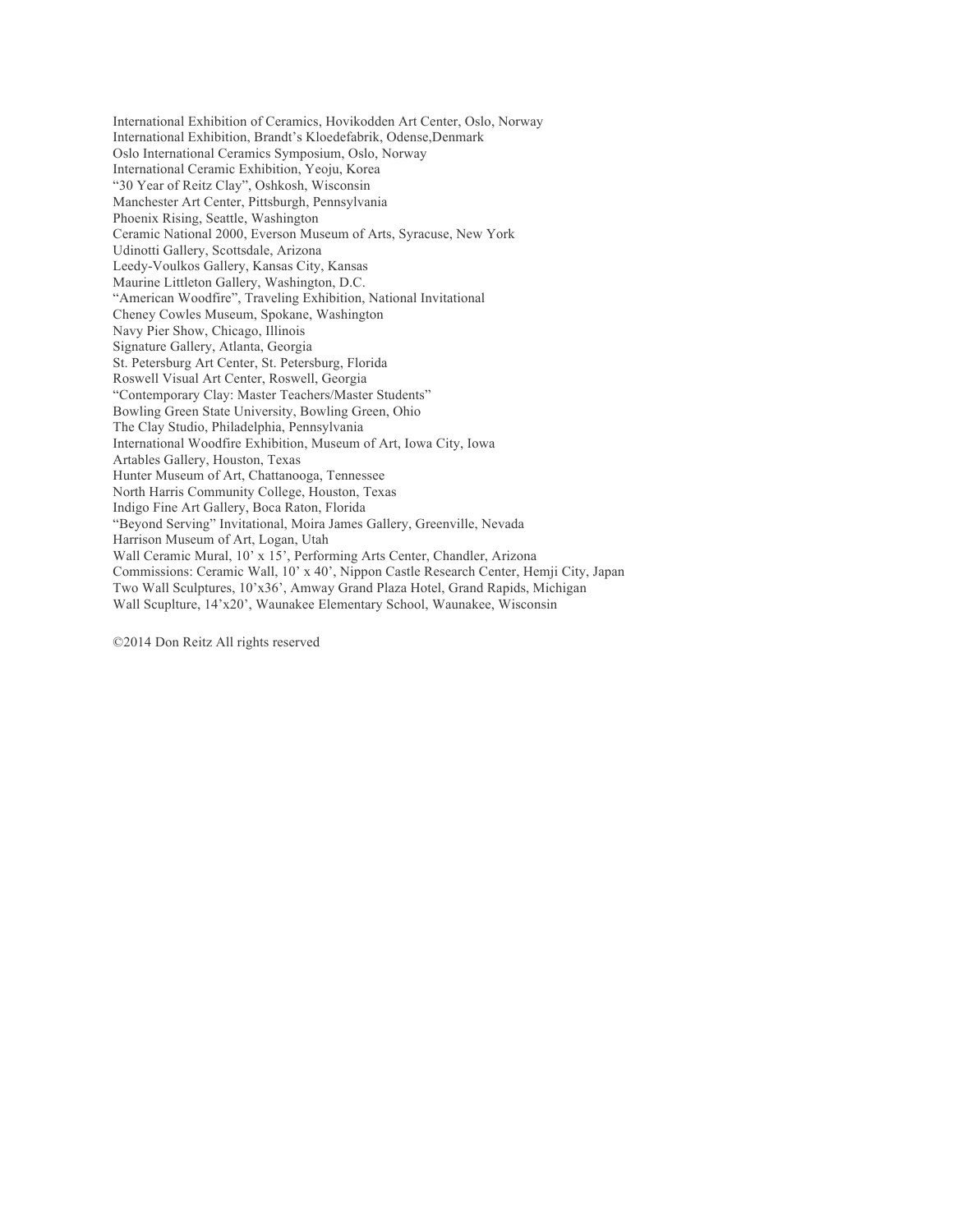International Exhibition of Ceramics, Hovikodden Art Center, Oslo, Norway
International Exhibition, Brandt's Kloedefabrik, Odense,Denmark
Oslo International Ceramics Symposium, Oslo, Norway
International Ceramic Exhibition, Yeoju, Korea
"30 Year of Reitz Clay", Oshkosh, Wisconsin
Manchester Art Center, Pittsburgh, Pennsylvania
Phoenix Rising, Seattle, Washington
Ceramic National 2000, Everson Museum of Arts, Syracuse, New York
Udinotti Gallery, Scottsdale, Arizona
Leedy-Voulkos Gallery, Kansas City, Kansas
Maurine Littleton Gallery, Washington, D.C.
"American Woodfire", Traveling Exhibition, National Invitational
Cheney Cowles Museum, Spokane, Washington
Navy Pier Show, Chicago, Illinois
Signature Gallery, Atlanta, Georgia
St. Petersburg Art Center, St. Petersburg, Florida
Roswell Visual Art Center, Roswell, Georgia
"Contemporary Clay: Master Teachers/Master Students"
Bowling Green State University, Bowling Green, Ohio
The Clay Studio, Philadelphia, Pennsylvania
International Woodfire Exhibition, Museum of Art, Iowa City, Iowa
Artables Gallery, Houston, Texas
Hunter Museum of Art, Chattanooga, Tennessee
North Harris Community College, Houston, Texas
Indigo Fine Art Gallery, Boca Raton, Florida
"Beyond Serving" Invitational, Moira James Gallery, Greenville, Nevada
Harrison Museum of Art, Logan, Utah
Wall Ceramic Mural, 10' x 15', Performing Arts Center, Chandler, Arizona
Commissions: Ceramic Wall, 10' x 40', Nippon Castle Research Center, Hemji City, Japan
Two Wall Sculptures, 10'x36', Amway Grand Plaza Hotel, Grand Rapids, Michigan
Wall Scuplture, 14'x20', Waunakee Elementary School, Waunakee, Wisconsin

©2014 Don Reitz All rights reserved